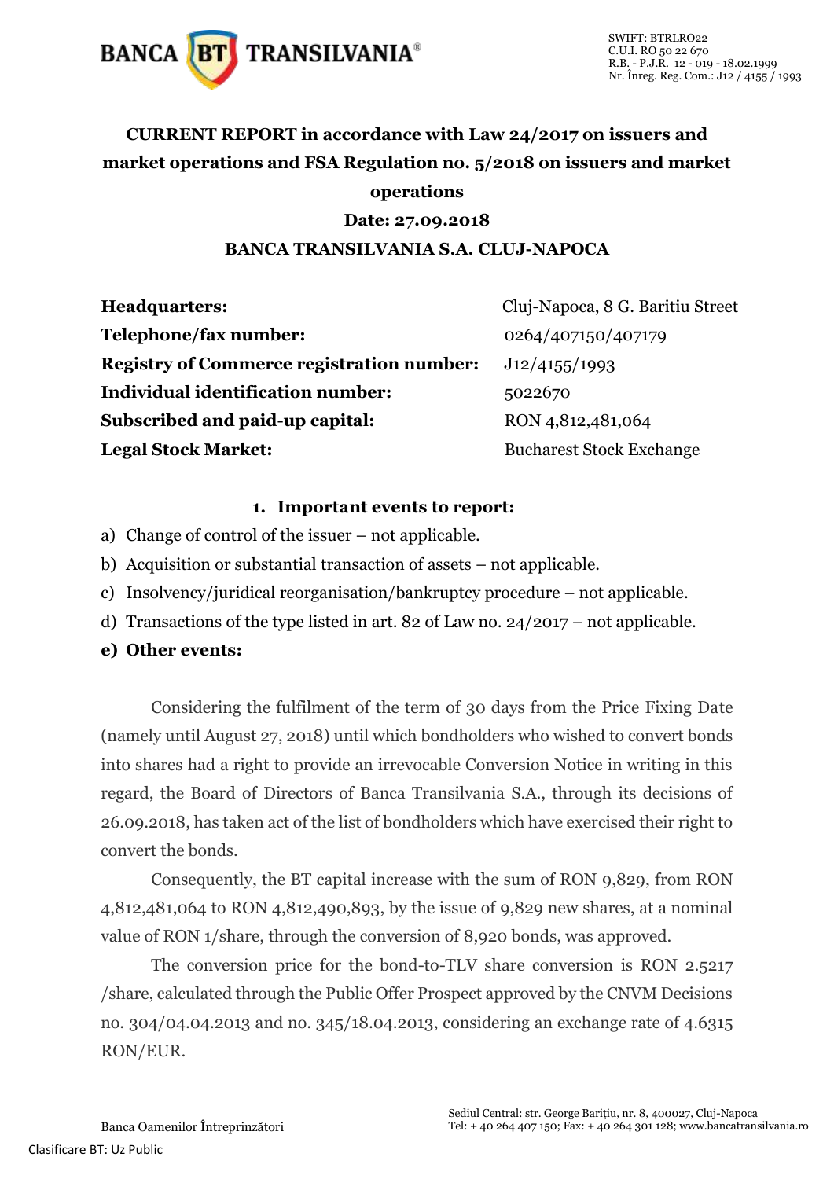SWIFT: BTRLRO22
C.U.I. RO 50 22 670
R.B. - P.J.R. 12 - 019 - 18.02.1999
Nr. Înreg. Reg. Com.: J12 / 4155 / 1993

# CURRENT REPORT in accordance with Law 24/2017 on issuers and market operations and FSA Regulation no. 5/2018 on issuers and market operations

**Date: 27.09.2018**

**BANCA TRANSILVANIA S.A. CLUJ-NAPOCA**

| | |
|---|---|
| **Headquarters:** | Cluj-Napoca, 8 G. Baritiu Street |
| **Telephone/fax number:** | 0264/407150/407179 |
| **Registry of Commerce registration number:** | J12/4155/1993 |
| **Individual identification number:** | 5022670 |
| **Subscribed and paid-up capital:** | RON 4,812,481,064 |
| **Legal Stock Market:** | Bucharest Stock Exchange |

## 1. Important events to report:

a) Change of control of the issuer – not applicable.

b) Acquisition or substantial transaction of assets – not applicable.

c) Insolvency/juridical reorganisation/bankruptcy procedure – not applicable.

d) Transactions of the type listed in art. 82 of Law no. 24/2017 – not applicable.

**e) Other events:**

Considering the fulfilment of the term of 30 days from the Price Fixing Date (namely until August 27, 2018) until which bondholders who wished to convert bonds into shares had a right to provide an irrevocable Conversion Notice in writing in this regard, the Board of Directors of Banca Transilvania S.A., through its decisions of 26.09.2018, has taken act of the list of bondholders which have exercised their right to convert the bonds.

Consequently, the BT capital increase with the sum of RON 9,829, from RON 4,812,481,064 to RON 4,812,490,893, by the issue of 9,829 new shares, at a nominal value of RON 1/share, through the conversion of 8,920 bonds, was approved.

The conversion price for the bond-to-TLV share conversion is RON 2.5217 /share, calculated through the Public Offer Prospect approved by the CNVM Decisions no. 304/04.04.2013 and no. 345/18.04.2013, considering an exchange rate of 4.6315 RON/EUR.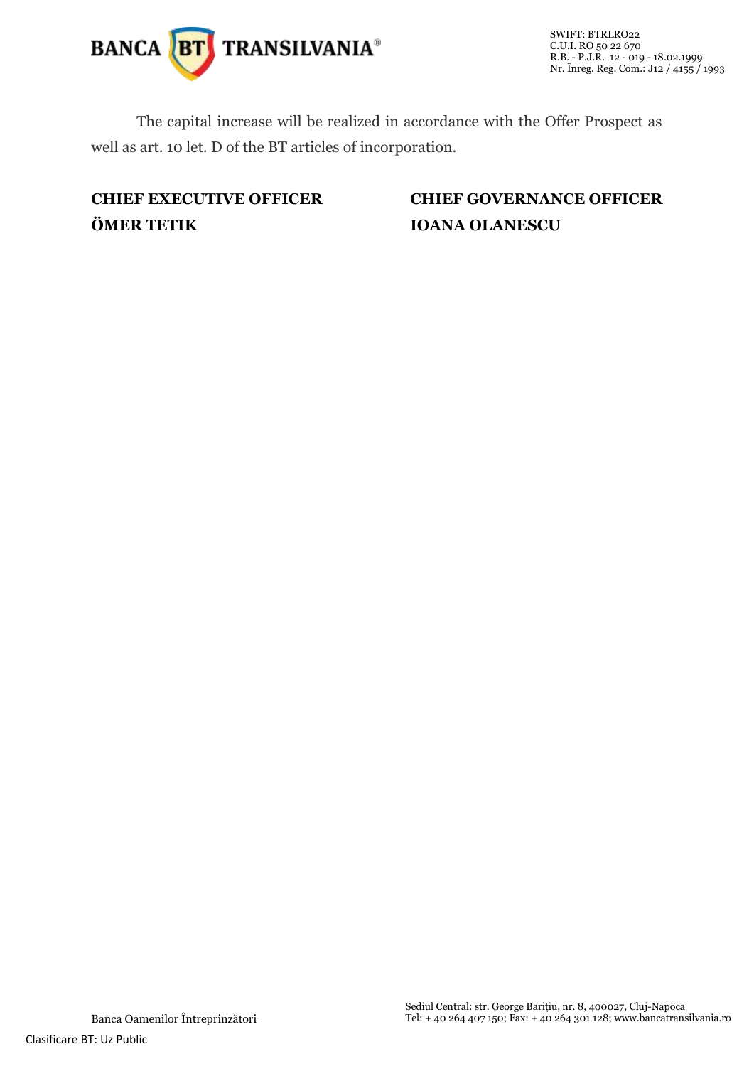The capital increase will be realized in accordance with the Offer Prospect as well as art. 10 let. D of the BT articles of incorporation.

**CHIEF EXECUTIVE OFFICER**
**ÖMER TETIK**

**CHIEF GOVERNANCE OFFICER**
**IOANA OLANESCU**